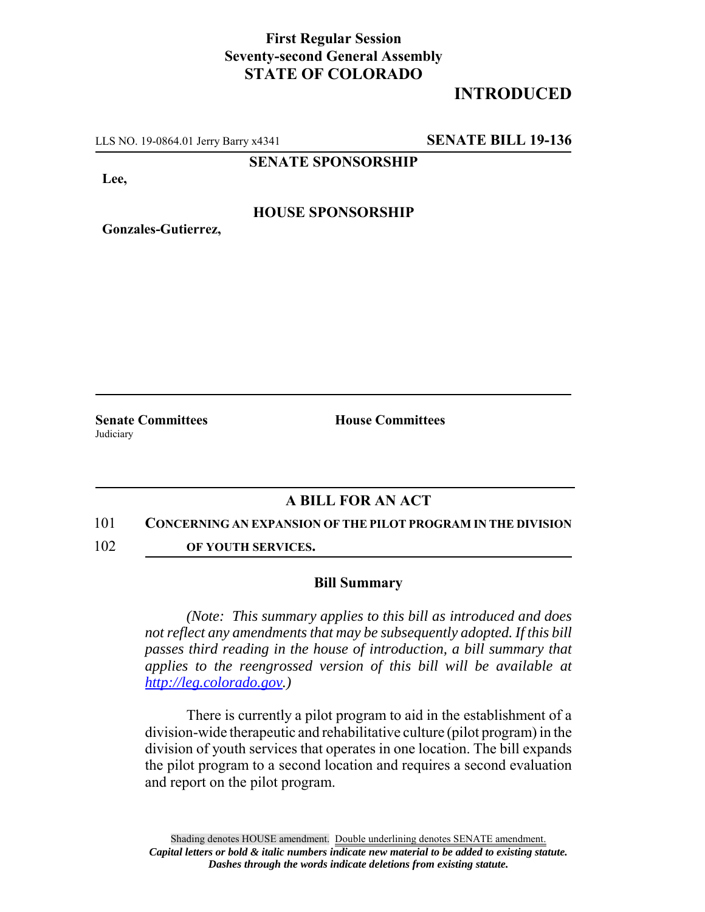**First Regular Session**
**Seventy-second General Assembly**
**STATE OF COLORADO**

# INTRODUCED

LLS NO. 19-0864.01 Jerry Barry x4341 **SENATE BILL 19-136**

**SENATE SPONSORSHIP**

**Lee,**

**HOUSE SPONSORSHIP**

**Gonzales-Gutierrez,**

**Senate Committees**
Judiciary

**House Committees**

## A BILL FOR AN ACT

101 **CONCERNING AN EXPANSION OF THE PILOT PROGRAM IN THE DIVISION**
102 **OF YOUTH SERVICES.**

### Bill Summary

*(Note: This summary applies to this bill as introduced and does not reflect any amendments that may be subsequently adopted. If this bill passes third reading in the house of introduction, a bill summary that applies to the reengrossed version of this bill will be available at http://leg.colorado.gov.)*

There is currently a pilot program to aid in the establishment of a division-wide therapeutic and rehabilitative culture (pilot program) in the division of youth services that operates in one location. The bill expands the pilot program to a second location and requires a second evaluation and report on the pilot program.

Shading denotes HOUSE amendment. Double underlining denotes SENATE amendment.
*Capital letters or bold & italic numbers indicate new material to be added to existing statute.*
*Dashes through the words indicate deletions from existing statute.*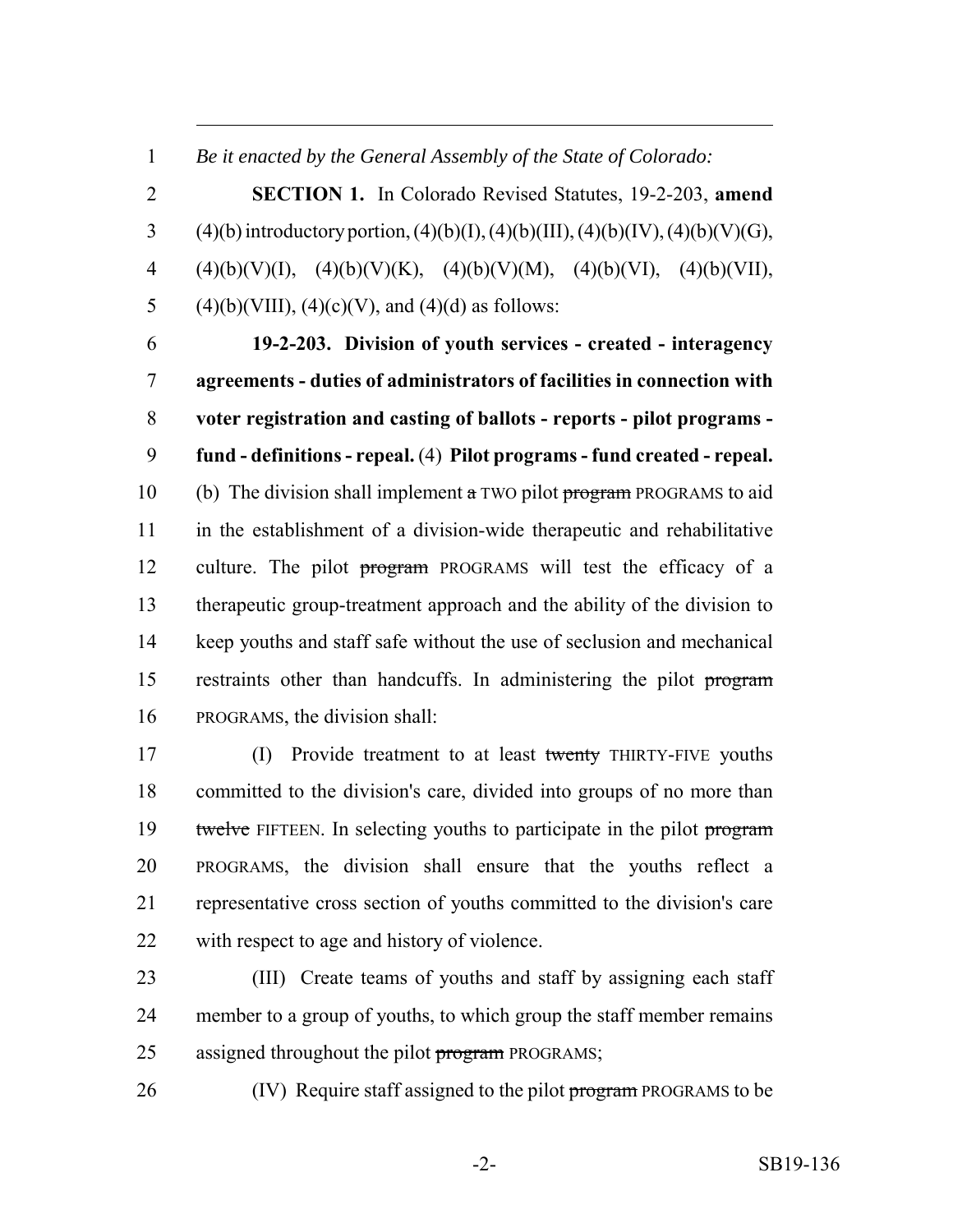*Be it enacted by the General Assembly of the State of Colorado:*

**SECTION 1.** In Colorado Revised Statutes, 19-2-203, **amend** (4)(b) introductory portion, (4)(b)(I), (4)(b)(III), (4)(b)(IV), (4)(b)(V)(G), (4)(b)(V)(I), (4)(b)(V)(K), (4)(b)(V)(M), (4)(b)(VI), (4)(b)(VII), (4)(b)(VIII), (4)(c)(V), and (4)(d) as follows:

**19-2-203. Division of youth services - created - interagency agreements - duties of administrators of facilities in connection with voter registration and casting of ballots - reports - pilot programs - fund - definitions - repeal.** (4) **Pilot programs - fund created - repeal.** (b) The division shall implement ~~a~~ TWO pilot ~~program~~ PROGRAMS to aid in the establishment of a division-wide therapeutic and rehabilitative culture. The pilot ~~program~~ PROGRAMS will test the efficacy of a therapeutic group-treatment approach and the ability of the division to keep youths and staff safe without the use of seclusion and mechanical restraints other than handcuffs. In administering the pilot ~~program~~ PROGRAMS, the division shall:

(I) Provide treatment to at least ~~twenty~~ THIRTY-FIVE youths committed to the division's care, divided into groups of no more than ~~twelve~~ FIFTEEN. In selecting youths to participate in the pilot ~~program~~ PROGRAMS, the division shall ensure that the youths reflect a representative cross section of youths committed to the division's care with respect to age and history of violence.

(III) Create teams of youths and staff by assigning each staff member to a group of youths, to which group the staff member remains assigned throughout the pilot ~~program~~ PROGRAMS;

(IV) Require staff assigned to the pilot ~~program~~ PROGRAMS to be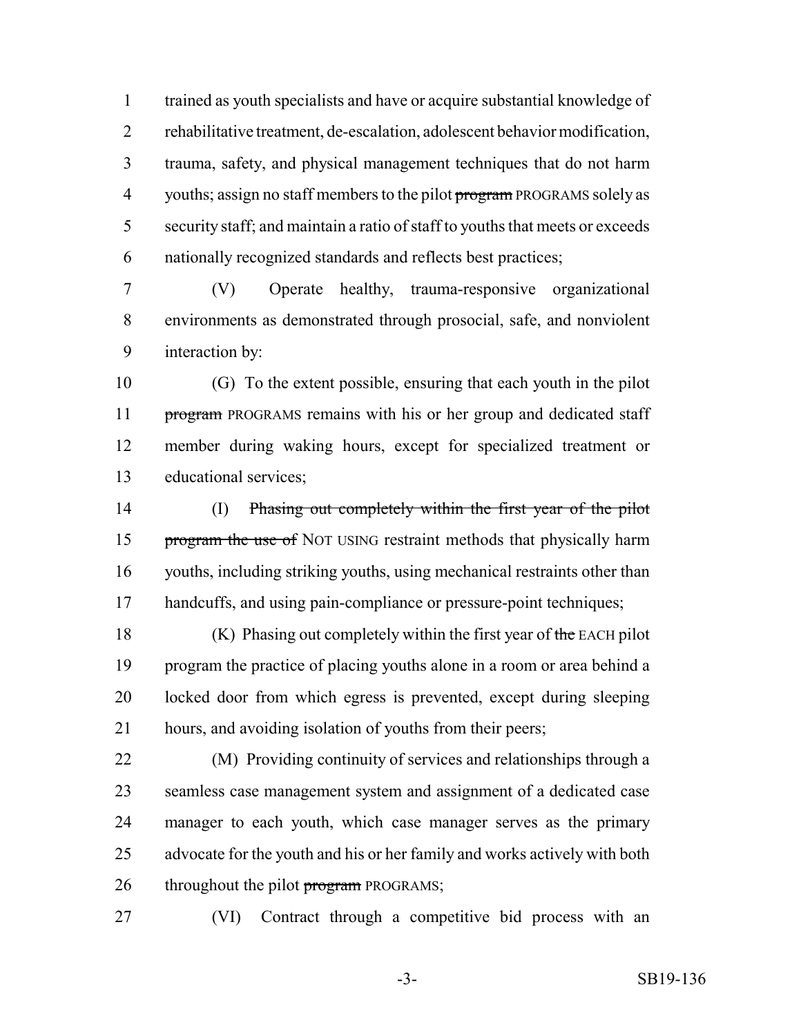trained as youth specialists and have or acquire substantial knowledge of rehabilitative treatment, de-escalation, adolescent behavior modification, trauma, safety, and physical management techniques that do not harm youths; assign no staff members to the pilot ~~program~~ PROGRAMS solely as security staff; and maintain a ratio of staff to youths that meets or exceeds nationally recognized standards and reflects best practices;

(V) Operate healthy, trauma-responsive organizational environments as demonstrated through prosocial, safe, and nonviolent interaction by:

(G) To the extent possible, ensuring that each youth in the pilot ~~program~~ PROGRAMS remains with his or her group and dedicated staff member during waking hours, except for specialized treatment or educational services;

(I) ~~Phasing out completely within the first year of the pilot program the use of~~ NOT USING restraint methods that physically harm youths, including striking youths, using mechanical restraints other than handcuffs, and using pain-compliance or pressure-point techniques;

(K) Phasing out completely within the first year of ~~the~~ EACH pilot program the practice of placing youths alone in a room or area behind a locked door from which egress is prevented, except during sleeping hours, and avoiding isolation of youths from their peers;

(M) Providing continuity of services and relationships through a seamless case management system and assignment of a dedicated case manager to each youth, which case manager serves as the primary advocate for the youth and his or her family and works actively with both throughout the pilot ~~program~~ PROGRAMS;

(VI) Contract through a competitive bid process with an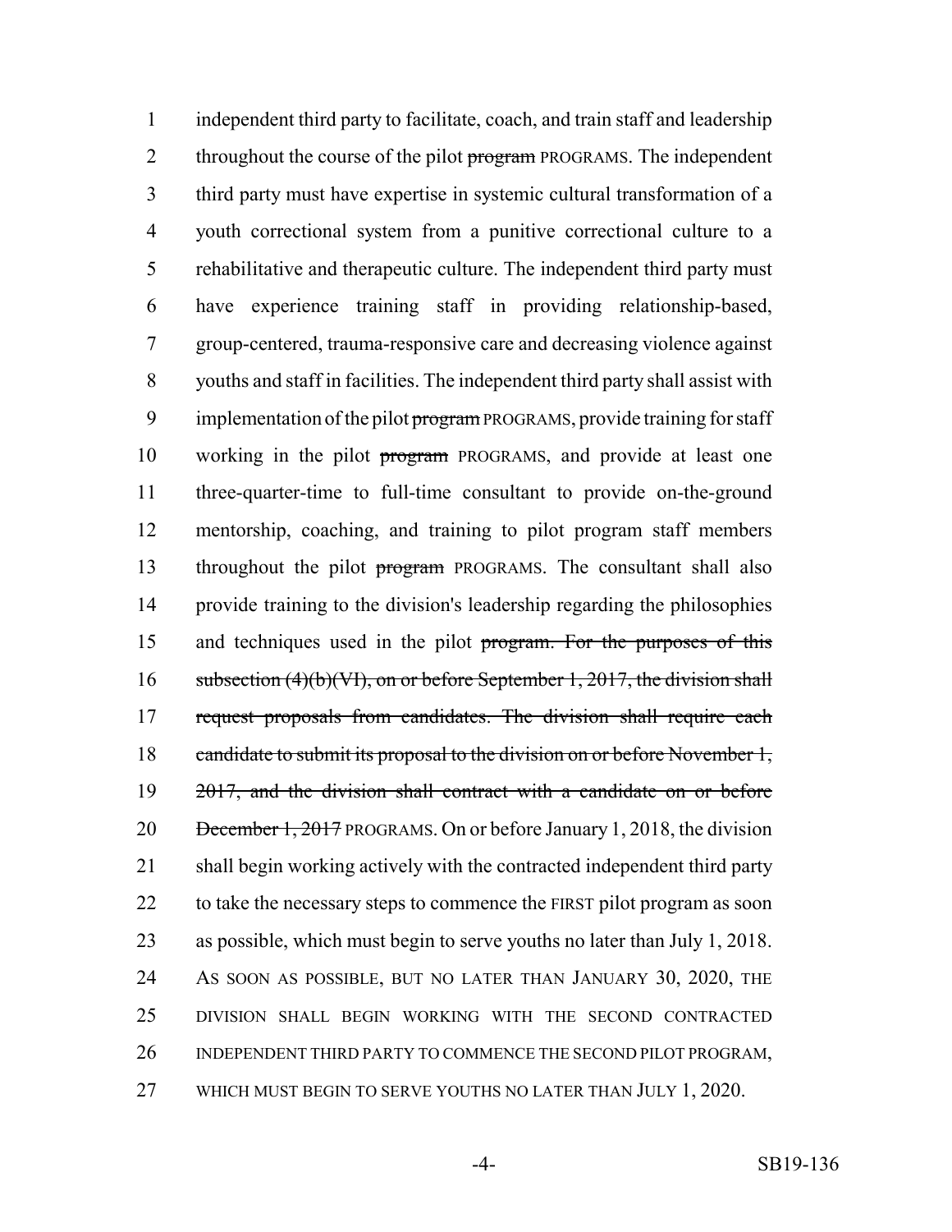independent third party to facilitate, coach, and train staff and leadership throughout the course of the pilot ~~program~~ PROGRAMS. The independent third party must have expertise in systemic cultural transformation of a youth correctional system from a punitive correctional culture to a rehabilitative and therapeutic culture. The independent third party must have experience training staff in providing relationship-based, group-centered, trauma-responsive care and decreasing violence against youths and staff in facilities. The independent third party shall assist with implementation of the pilot ~~program~~ PROGRAMS, provide training for staff working in the pilot ~~program~~ PROGRAMS, and provide at least one three-quarter-time to full-time consultant to provide on-the-ground mentorship, coaching, and training to pilot program staff members throughout the pilot ~~program~~ PROGRAMS. The consultant shall also provide training to the division's leadership regarding the philosophies and techniques used in the pilot ~~program. For the purposes of this subsection (4)(b)(VI), on or before September 1, 2017, the division shall request proposals from candidates. The division shall require each candidate to submit its proposal to the division on or before November 1, 2017, and the division shall contract with a candidate on or before December 1, 2017~~ PROGRAMS. On or before January 1, 2018, the division shall begin working actively with the contracted independent third party to take the necessary steps to commence the FIRST pilot program as soon as possible, which must begin to serve youths no later than July 1, 2018. AS SOON AS POSSIBLE, BUT NO LATER THAN JANUARY 30, 2020, THE DIVISION SHALL BEGIN WORKING WITH THE SECOND CONTRACTED INDEPENDENT THIRD PARTY TO COMMENCE THE SECOND PILOT PROGRAM, WHICH MUST BEGIN TO SERVE YOUTHS NO LATER THAN JULY 1, 2020.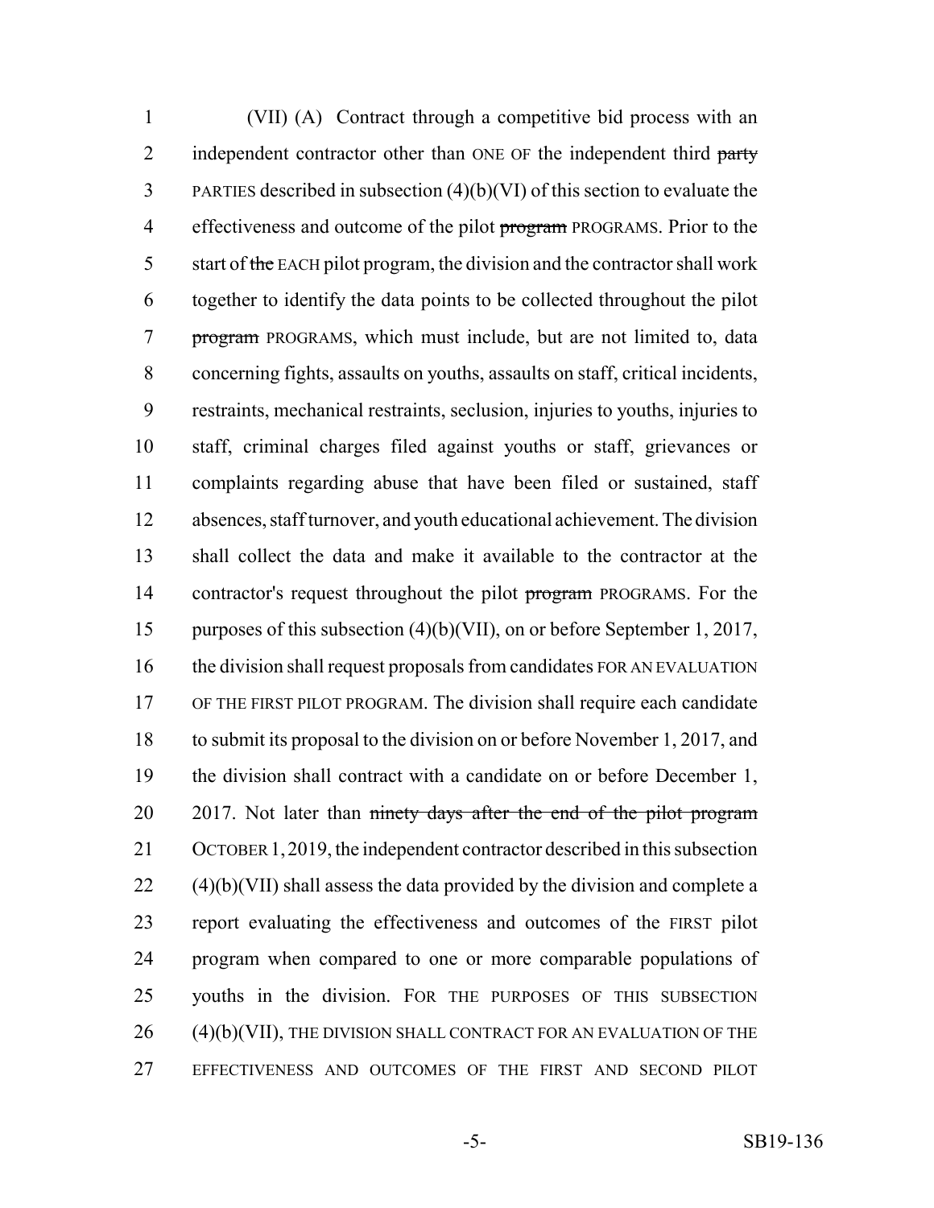(VII) (A) Contract through a competitive bid process with an independent contractor other than ONE OF the independent third ~~party~~ PARTIES described in subsection (4)(b)(VI) of this section to evaluate the effectiveness and outcome of the pilot ~~program~~ PROGRAMS. Prior to the start of ~~the~~ EACH pilot program, the division and the contractor shall work together to identify the data points to be collected throughout the pilot ~~program~~ PROGRAMS, which must include, but are not limited to, data concerning fights, assaults on youths, assaults on staff, critical incidents, restraints, mechanical restraints, seclusion, injuries to youths, injuries to staff, criminal charges filed against youths or staff, grievances or complaints regarding abuse that have been filed or sustained, staff absences, staff turnover, and youth educational achievement. The division shall collect the data and make it available to the contractor at the contractor's request throughout the pilot ~~program~~ PROGRAMS. For the purposes of this subsection (4)(b)(VII), on or before September 1, 2017, the division shall request proposals from candidates FOR AN EVALUATION OF THE FIRST PILOT PROGRAM. The division shall require each candidate to submit its proposal to the division on or before November 1, 2017, and the division shall contract with a candidate on or before December 1, 2017. Not later than ~~ninety days after the end of the pilot program~~ OCTOBER 1, 2019, the independent contractor described in this subsection (4)(b)(VII) shall assess the data provided by the division and complete a report evaluating the effectiveness and outcomes of the FIRST pilot program when compared to one or more comparable populations of youths in the division. FOR THE PURPOSES OF THIS SUBSECTION (4)(b)(VII), THE DIVISION SHALL CONTRACT FOR AN EVALUATION OF THE EFFECTIVENESS AND OUTCOMES OF THE FIRST AND SECOND PILOT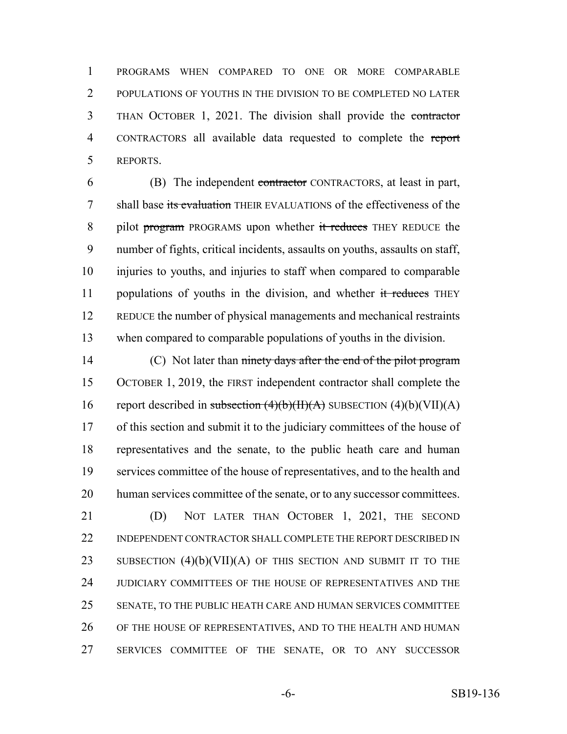PROGRAMS WHEN COMPARED TO ONE OR MORE COMPARABLE POPULATIONS OF YOUTHS IN THE DIVISION TO BE COMPLETED NO LATER THAN OCTOBER 1, 2021. The division shall provide the ~~contractor~~ CONTRACTORS all available data requested to complete the ~~report~~ REPORTS.

(B) The independent ~~contractor~~ CONTRACTORS, at least in part, shall base ~~its evaluation~~ THEIR EVALUATIONS of the effectiveness of the pilot ~~program~~ PROGRAMS upon whether ~~it reduces~~ THEY REDUCE the number of fights, critical incidents, assaults on youths, assaults on staff, injuries to youths, and injuries to staff when compared to comparable populations of youths in the division, and whether ~~it reduces~~ THEY REDUCE the number of physical managements and mechanical restraints when compared to comparable populations of youths in the division.

(C) Not later than ~~ninety days after the end of the pilot program~~ OCTOBER 1, 2019, the FIRST independent contractor shall complete the report described in ~~subsection (4)(b)(II)(A)~~ SUBSECTION (4)(b)(VII)(A) of this section and submit it to the judiciary committees of the house of representatives and the senate, to the public heath care and human services committee of the house of representatives, and to the health and human services committee of the senate, or to any successor committees.

(D) NOT LATER THAN OCTOBER 1, 2021, THE SECOND INDEPENDENT CONTRACTOR SHALL COMPLETE THE REPORT DESCRIBED IN SUBSECTION (4)(b)(VII)(A) OF THIS SECTION AND SUBMIT IT TO THE JUDICIARY COMMITTEES OF THE HOUSE OF REPRESENTATIVES AND THE SENATE, TO THE PUBLIC HEATH CARE AND HUMAN SERVICES COMMITTEE OF THE HOUSE OF REPRESENTATIVES, AND TO THE HEALTH AND HUMAN SERVICES COMMITTEE OF THE SENATE, OR TO ANY SUCCESSOR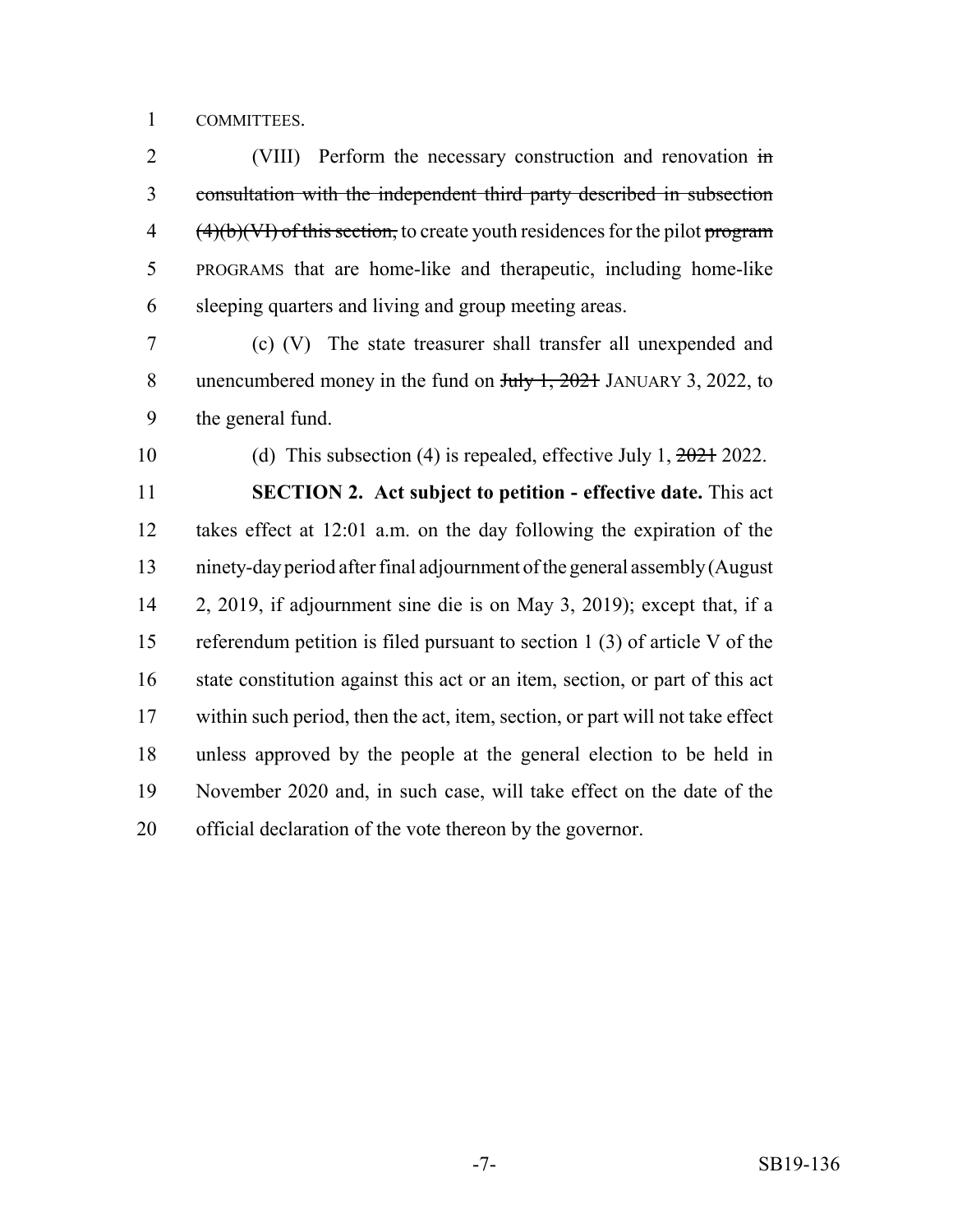COMMITTEES.

(VIII) Perform the necessary construction and renovation ~~in consultation with the independent third party described in subsection (4)(b)(VI) of this section,~~ to create youth residences for the pilot ~~program~~ PROGRAMS that are home-like and therapeutic, including home-like sleeping quarters and living and group meeting areas.

(c) (V) The state treasurer shall transfer all unexpended and unencumbered money in the fund on ~~July 1, 2021~~ JANUARY 3, 2022, to the general fund.

(d) This subsection (4) is repealed, effective July 1, ~~2021~~ 2022.

**SECTION 2. Act subject to petition - effective date.** This act takes effect at 12:01 a.m. on the day following the expiration of the ninety-day period after final adjournment of the general assembly (August 2, 2019, if adjournment sine die is on May 3, 2019); except that, if a referendum petition is filed pursuant to section 1 (3) of article V of the state constitution against this act or an item, section, or part of this act within such period, then the act, item, section, or part will not take effect unless approved by the people at the general election to be held in November 2020 and, in such case, will take effect on the date of the official declaration of the vote thereon by the governor.